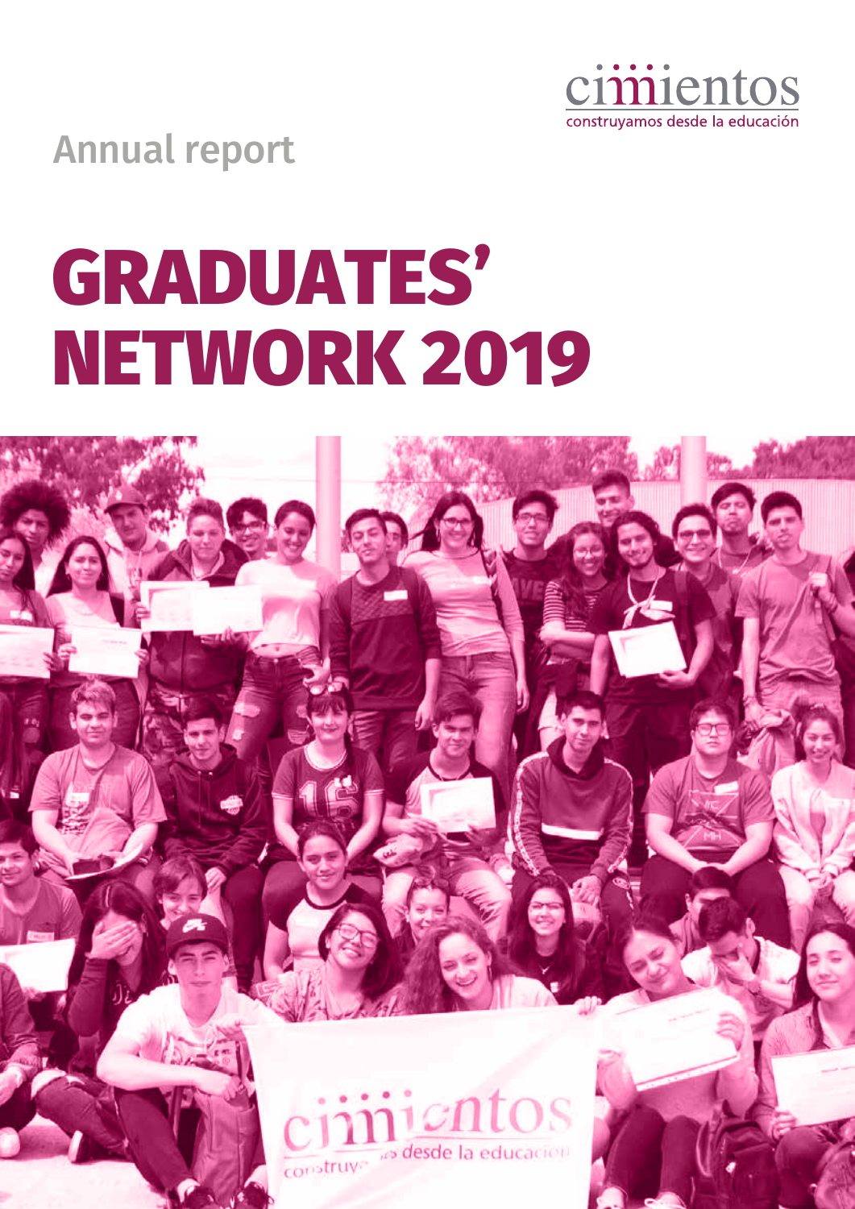cimientos

construyamos desde la educación

Annual report

# GRADUATES' NETWORK 2019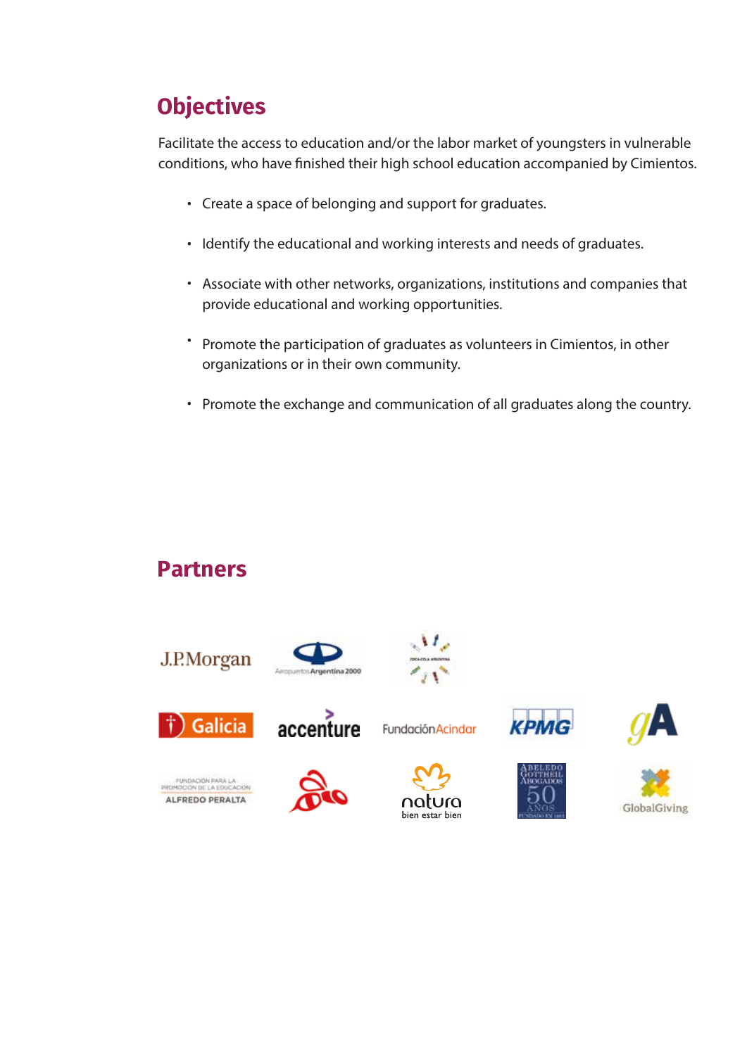## Objectives

Facilitate the access to education and/or the labor market of youngsters in vulnerable conditions, who have finished their high school education accompanied by Cimientos.

- Create a space of belonging and support for graduates.
- Identify the educational and working interests and needs of graduates.
- Associate with other networks, organizations, institutions and companies that provide educational and working opportunities.
- Promote the participation of graduates as volunteers in Cimientos, in other organizations or in their own community.
- Promote the exchange and communication of all graduates along the country.

## Partners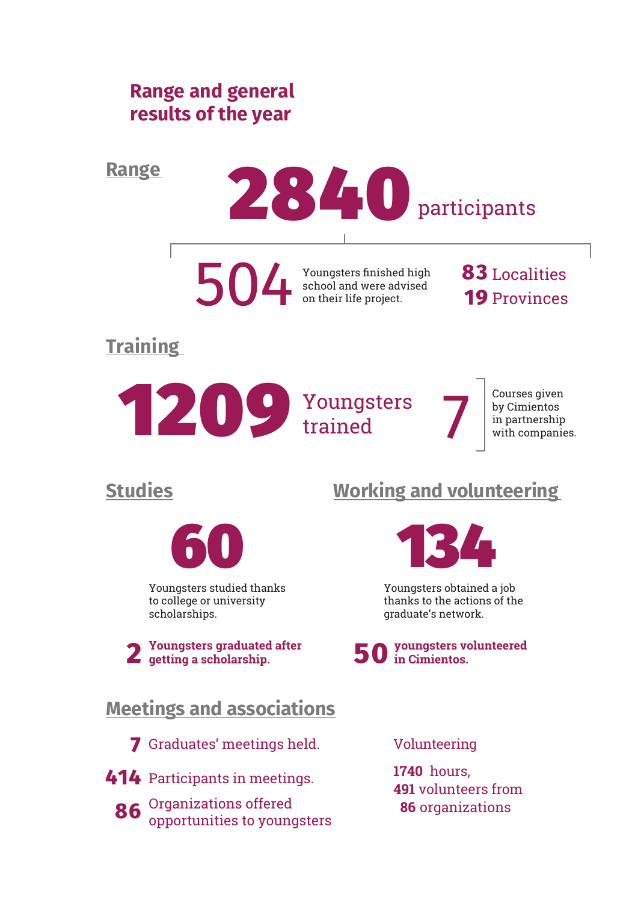# Range and general results of the year

## Range

**2840** participants

**504** Youngsters finished high school and were advised on their life project.

**83** Localities

**19** Provinces

## Training

**1209** Youngsters trained

**7** Courses given by Cimientos in partnership with companies.

## Studies

**60**

Youngsters studied thanks to college or university scholarships.

**2 Youngsters graduated after getting a scholarship.**

## Working and volunteering

**134**

Youngsters obtained a job thanks to the actions of the graduate's network.

**50 youngsters volunteered in Cimientos.**

## Meetings and associations

**7** Graduates' meetings held.

**414** Participants in meetings.

**86** Organizations offered opportunities to youngsters

Volunteering

**1740** hours,
**491** volunteers from
**86** organizations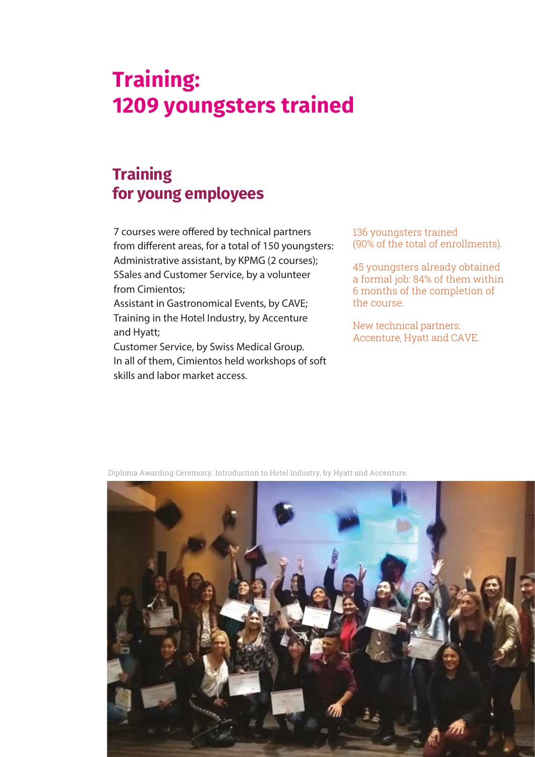# Training:
# 1209 youngsters trained

## Training for young employees

7 courses were offered by technical partners from different areas, for a total of 150 youngsters: Administrative assistant, by KPMG (2 courses); SSales and Customer Service, by a volunteer from Cimientos;
Assistant in Gastronomical Events, by CAVE;
Training in the Hotel Industry, by Accenture and Hyatt;
Customer Service, by Swiss Medical Group.
In all of them, Cimientos held workshops of soft skills and labor market access.

136 youngsters trained (90% of the total of enrollments).

45 youngsters already obtained a formal job: 84% of them within 6 months of the completion of the course.

New technical partners: Accenture, Hyatt and CAVE.

Diploma Awarding Ceremony. Introduction to Hotel Industry, by Hyatt and Accenture.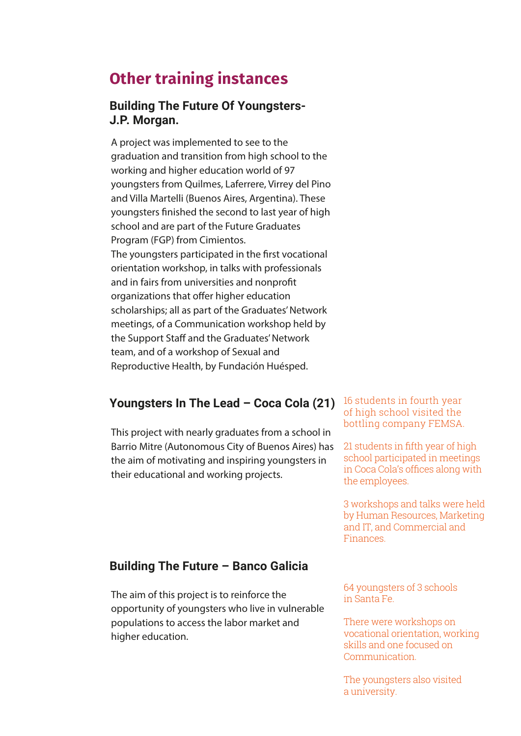# Other training instances

### Building The Future Of Youngsters- J.P. Morgan.

A project was implemented to see to the graduation and transition from high school to the working and higher education world of 97 youngsters from Quilmes, Laferrere, Virrey del Pino and Villa Martelli (Buenos Aires, Argentina). These youngsters finished the second to last year of high school and are part of the Future Graduates Program (FGP) from Cimientos.
The youngsters participated in the first vocational orientation workshop, in talks with professionals and in fairs from universities and nonprofit organizations that offer higher education scholarships; all as part of the Graduates' Network meetings, of a Communication workshop held by the Support Staff and the Graduates' Network team, and of a workshop of Sexual and Reproductive Health, by Fundación Huésped.

### Youngsters In The Lead – Coca Cola (21)

This project with nearly graduates from a school in Barrio Mitre (Autonomous City of Buenos Aires) has the aim of motivating and inspiring youngsters in their educational and working projects.

16 students in fourth year of high school visited the bottling company FEMSA.

21 students in fifth year of high school participated in meetings in Coca Cola's offices along with the employees.

3 workshops and talks were held by Human Resources, Marketing and IT, and Commercial and Finances.

### Building The Future – Banco Galicia

The aim of this project is to reinforce the opportunity of youngsters who live in vulnerable populations to access the labor market and higher education.

64 youngsters of 3 schools in Santa Fe.

There were workshops on vocational orientation, working skills and one focused on Communication.

The youngsters also visited a university.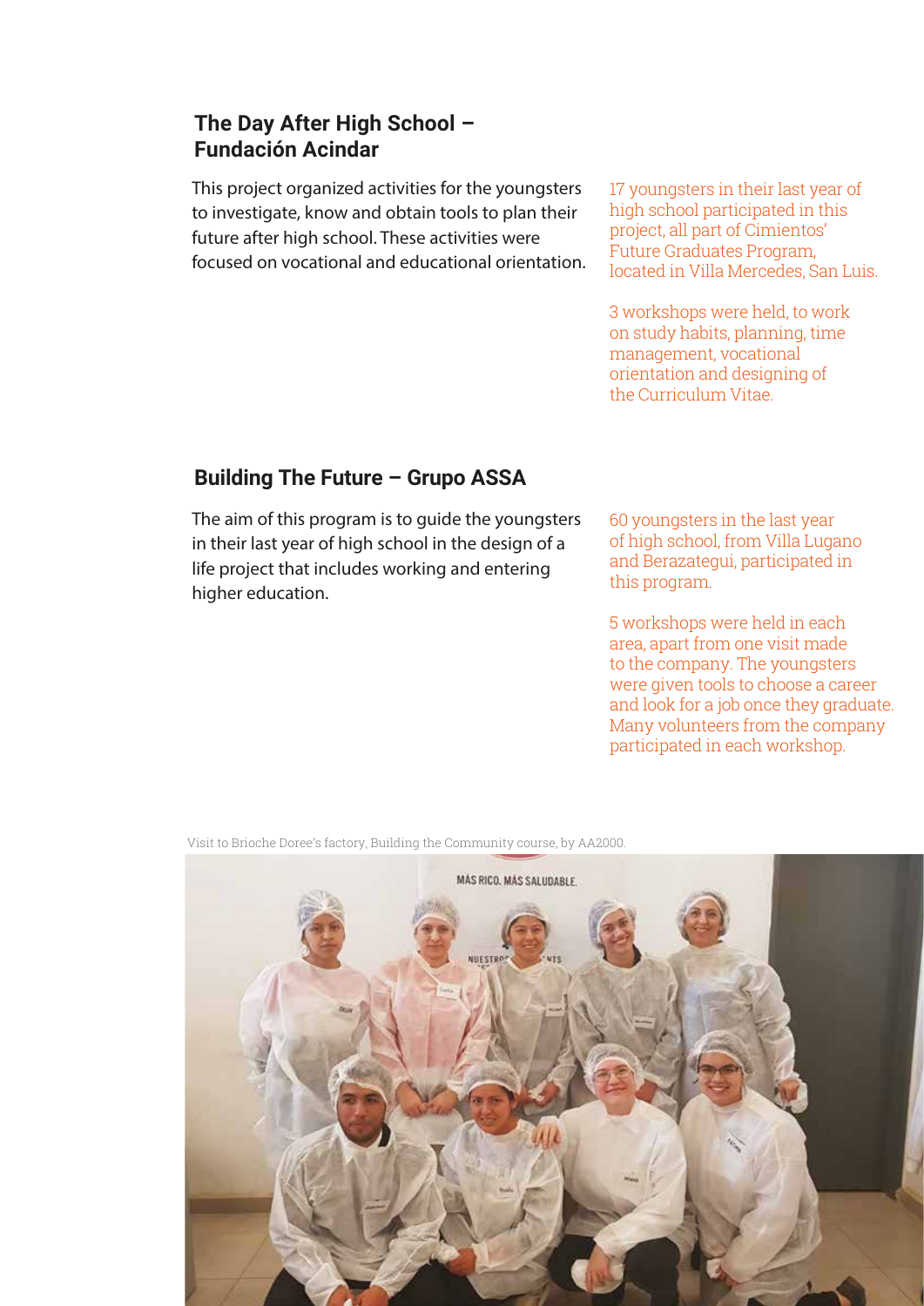## The Day After High School – Fundación Acindar

This project organized activities for the youngsters to investigate, know and obtain tools to plan their future after high school. These activities were focused on vocational and educational orientation.

17 youngsters in their last year of high school participated in this project, all part of Cimientos' Future Graduates Program, located in Villa Mercedes, San Luis.

3 workshops were held, to work on study habits, planning, time management, vocational orientation and designing of the Curriculum Vitae.

## Building The Future – Grupo ASSA

The aim of this program is to guide the youngsters in their last year of high school in the design of a life project that includes working and entering higher education.

60 youngsters in the last year of high school, from Villa Lugano and Berazategui, participated in this program.

5 workshops were held in each area, apart from one visit made to the company. The youngsters were given tools to choose a career and look for a job once they graduate. Many volunteers from the company participated in each workshop.

Visit to Brioche Doree's factory, Building the Community course, by AA2000.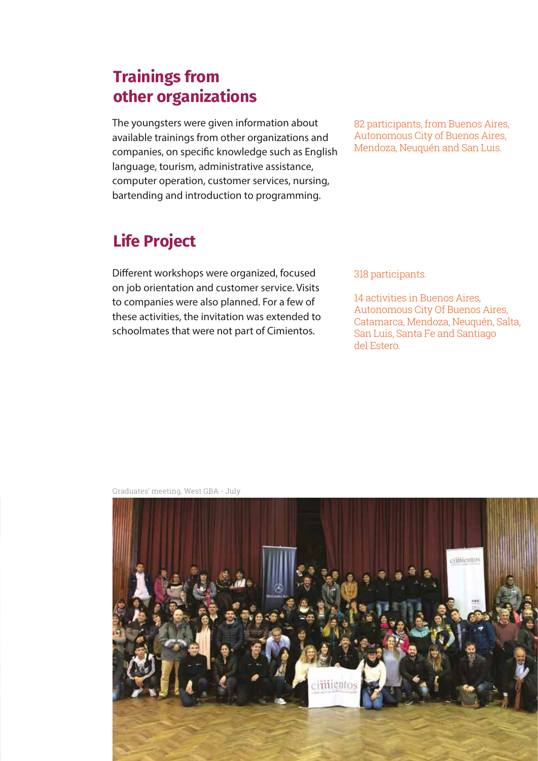## Trainings from other organizations

The youngsters were given information about available trainings from other organizations and companies, on specific knowledge such as English language, tourism, administrative assistance, computer operation, customer services, nursing, bartending and introduction to programming.

82 participants, from Buenos Aires, Autonomous City of Buenos Aires, Mendoza, Neuquén and San Luis.

## Life Project

Different workshops were organized, focused on job orientation and customer service. Visits to companies were also planned. For a few of these activities, the invitation was extended to schoolmates that were not part of Cimientos.

318 participants.

14 activities in Buenos Aires, Autonomous City Of Buenos Aires, Catamarca, Mendoza, Neuquén, Salta, San Luis, Santa Fe and Santiago del Estero.

Graduates' meeting, West GBA - July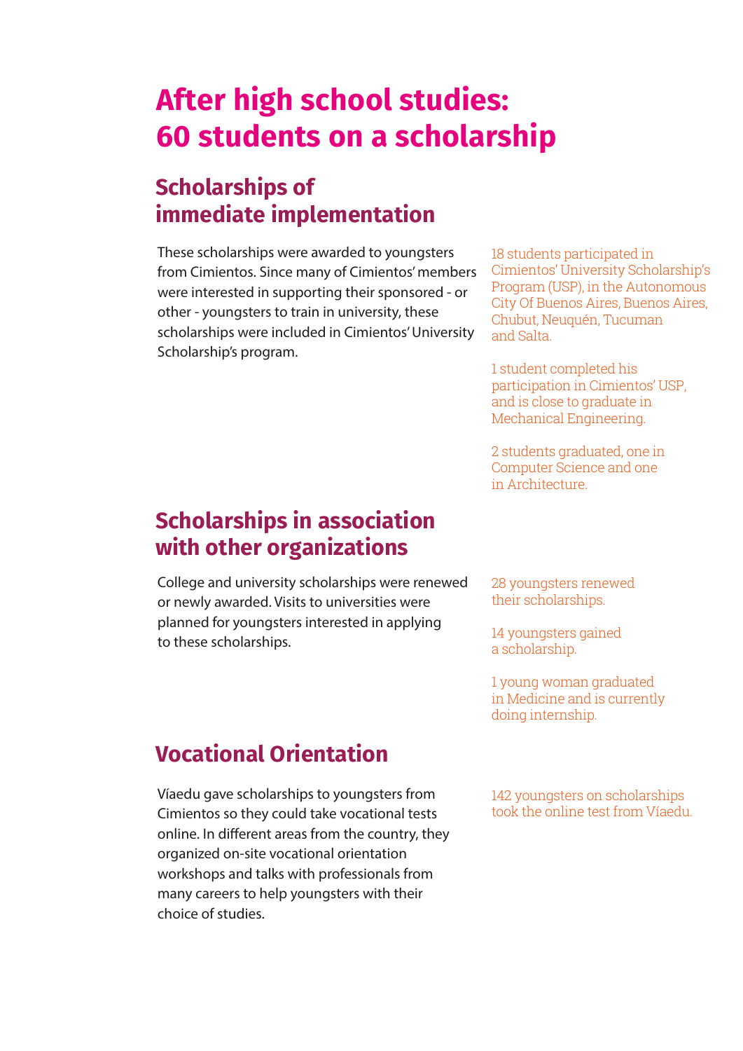# After high school studies: 60 students on a scholarship

## Scholarships of immediate implementation

These scholarships were awarded to youngsters from Cimientos. Since many of Cimientos' members were interested in supporting their sponsored - or other - youngsters to train in university, these scholarships were included in Cimientos' University Scholarship's program.

18 students participated in Cimientos' University Scholarship's Program (USP), in the Autonomous City Of Buenos Aires, Buenos Aires, Chubut, Neuquén, Tucuman and Salta.

1 student completed his participation in Cimientos' USP, and is close to graduate in Mechanical Engineering.

2 students graduated, one in Computer Science and one in Architecture.

## Scholarships in association with other organizations

College and university scholarships were renewed or newly awarded. Visits to universities were planned for youngsters interested in applying to these scholarships.

28 youngsters renewed their scholarships.

14 youngsters gained a scholarship.

1 young woman graduated in Medicine and is currently doing internship.

## Vocational Orientation

Víaedu gave scholarships to youngsters from Cimientos so they could take vocational tests online. In different areas from the country, they organized on-site vocational orientation workshops and talks with professionals from many careers to help youngsters with their choice of studies.

142 youngsters on scholarships took the online test from Víaedu.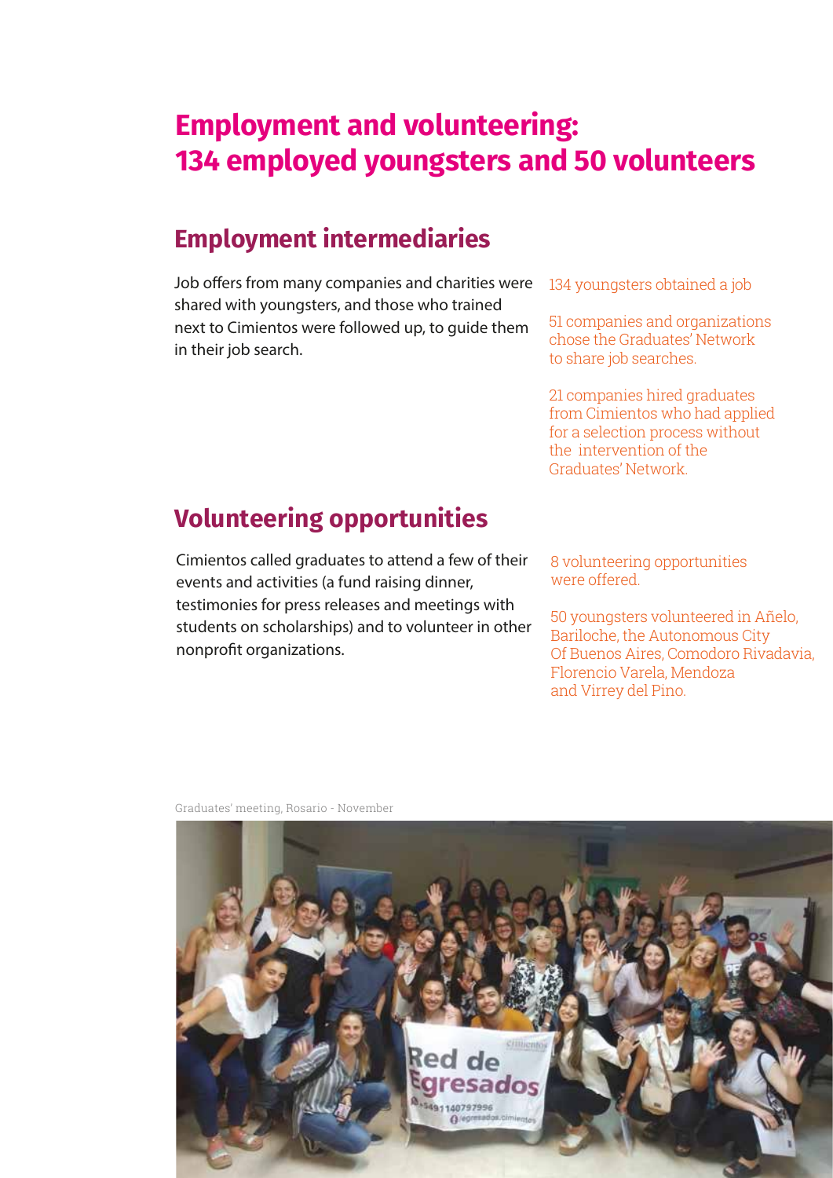# Employment and volunteering: 134 employed youngsters and 50 volunteers

## Employment intermediaries

Job offers from many companies and charities were shared with youngsters, and those who trained next to Cimientos were followed up, to guide them in their job search.

134 youngsters obtained a job

51 companies and organizations chose the Graduates' Network to share job searches.

21 companies hired graduates from Cimientos who had applied for a selection process without the intervention of the Graduates' Network.

## Volunteering opportunities

Cimientos called graduates to attend a few of their events and activities (a fund raising dinner, testimonies for press releases and meetings with students on scholarships) and to volunteer in other nonprofit organizations.

8 volunteering opportunities were offered.

50 youngsters volunteered in Añelo, Bariloche, the Autonomous City Of Buenos Aires, Comodoro Rivadavia, Florencio Varela, Mendoza and Virrey del Pino.

Graduates' meeting, Rosario - November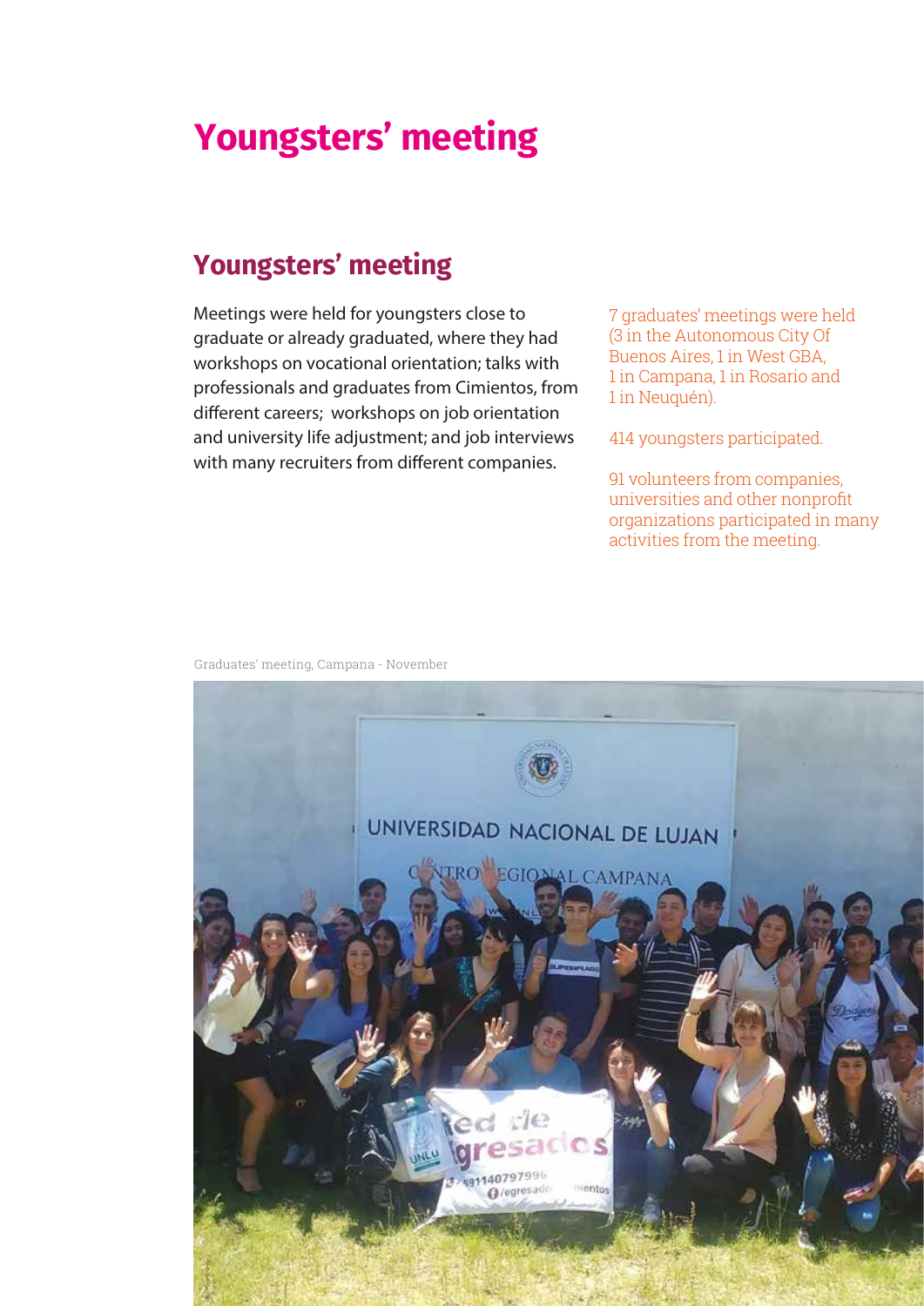# Youngsters' meeting

## Youngsters' meeting

Meetings were held for youngsters close to graduate or already graduated, where they had workshops on vocational orientation; talks with professionals and graduates from Cimientos, from different careers; workshops on job orientation and university life adjustment; and job interviews with many recruiters from different companies.

7 graduates' meetings were held (3 in the Autonomous City Of Buenos Aires, 1 in West GBA, 1 in Campana, 1 in Rosario and 1 in Neuquén).

414 youngsters participated.

91 volunteers from companies, universities and other nonprofit organizations participated in many activities from the meeting.

Graduates' meeting, Campana - November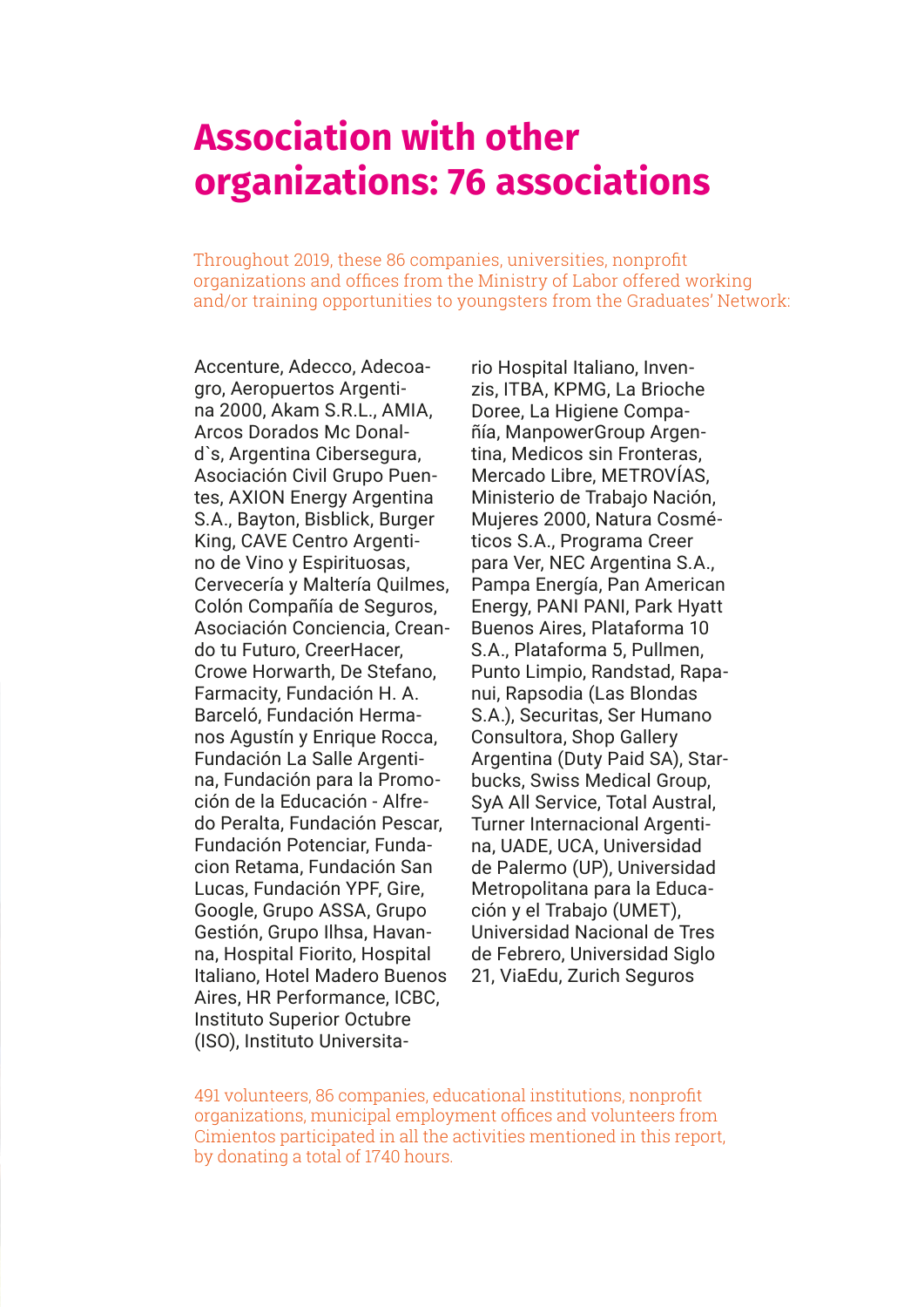# Association with other organizations: 76 associations

Throughout 2019, these 86 companies, universities, nonprofit organizations and offices from the Ministry of Labor offered working and/or training opportunities to youngsters from the Graduates' Network:

Accenture, Adecco, Adecoagro, Aeropuertos Argentina 2000, Akam S.R.L., AMIA, Arcos Dorados Mc Donald`s, Argentina Cibersegura, Asociación Civil Grupo Puentes, AXION Energy Argentina S.A., Bayton, Bisblick, Burger King, CAVE Centro Argentino de Vino y Espirituosas, Cervecería y Maltería Quilmes, Colón Compañía de Seguros, Asociación Conciencia, Creando tu Futuro, CreerHacer, Crowe Horwarth, De Stefano, Farmacity, Fundación H. A. Barceló, Fundación Hermanos Agustín y Enrique Rocca, Fundación La Salle Argentina, Fundación para la Promoción de la Educación - Alfredo Peralta, Fundación Pescar, Fundación Potenciar, Fundacion Retama, Fundación San Lucas, Fundación YPF, Gire, Google, Grupo ASSA, Grupo Gestión, Grupo Ilhsa, Havanna, Hospital Fiorito, Hospital Italiano, Hotel Madero Buenos Aires, HR Performance, ICBC, Instituto Superior Octubre (ISO), Instituto Universitario Hospital Italiano, Invenzis, ITBA, KPMG, La Brioche Doree, La Higiene Compañía, ManpowerGroup Argentina, Medicos sin Fronteras, Mercado Libre, METROVÍAS, Ministerio de Trabajo Nación, Mujeres 2000, Natura Cosméticos S.A., Programa Creer para Ver, NEC Argentina S.A., Pampa Energía, Pan American Energy, PANI PANI, Park Hyatt Buenos Aires, Plataforma 10 S.A., Plataforma 5, Pullmen, Punto Limpio, Randstad, Rapanui, Rapsodia (Las Blondas S.A.), Securitas, Ser Humano Consultora, Shop Gallery Argentina (Duty Paid SA), Starbucks, Swiss Medical Group, SyA All Service, Total Austral, Turner Internacional Argentina, UADE, UCA, Universidad de Palermo (UP), Universidad Metropolitana para la Educación y el Trabajo (UMET), Universidad Nacional de Tres de Febrero, Universidad Siglo 21, ViaEdu, Zurich Seguros

491 volunteers, 86 companies, educational institutions, nonprofit organizations, municipal employment offices and volunteers from Cimientos participated in all the activities mentioned in this report, by donating a total of 1740 hours.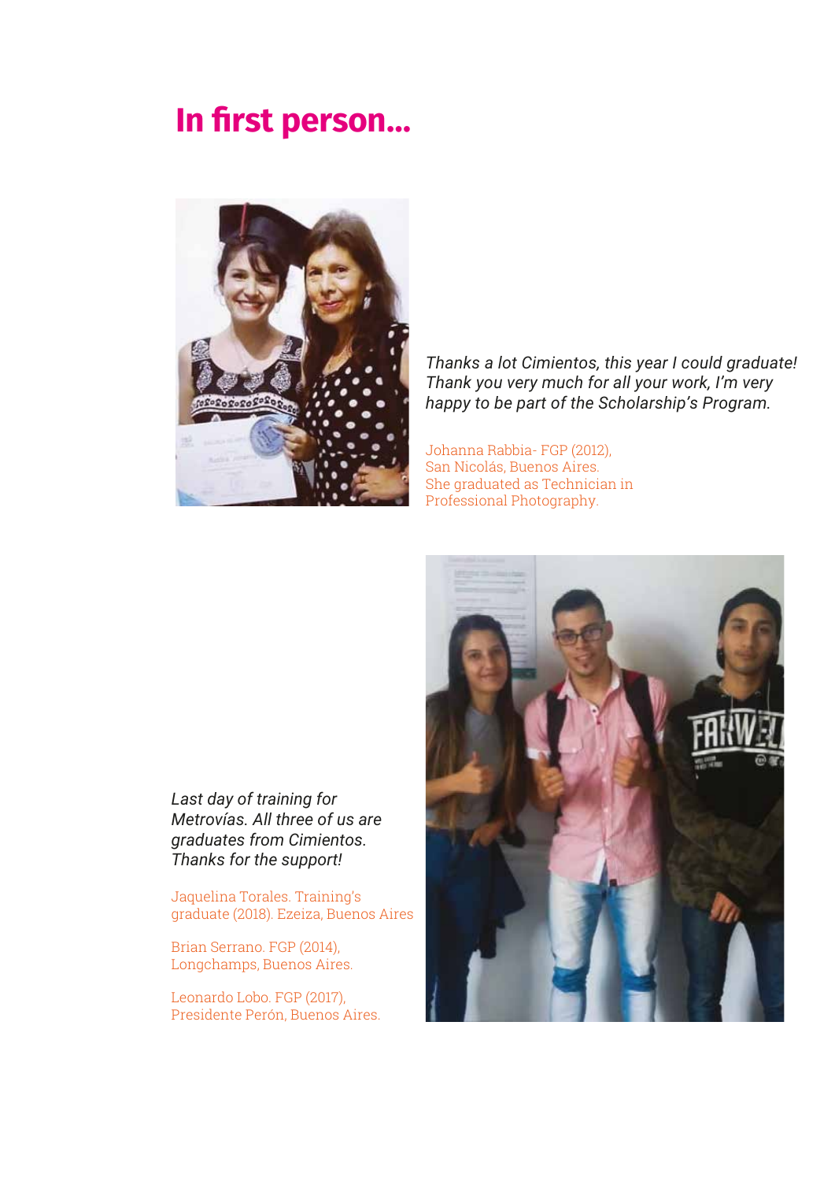# In first person...

*Thanks a lot Cimientos, this year I could graduate! Thank you very much for all your work, I'm very happy to be part of the Scholarship's Program.*

Johanna Rabbia- FGP (2012), San Nicolás, Buenos Aires. She graduated as Technician in Professional Photography.

*Last day of training for Metrovías. All three of us are graduates from Cimientos. Thanks for the support!*

Jaquelina Torales. Training's graduate (2018). Ezeiza, Buenos Aires

Brian Serrano. FGP (2014), Longchamps, Buenos Aires.

Leonardo Lobo. FGP (2017), Presidente Perón, Buenos Aires.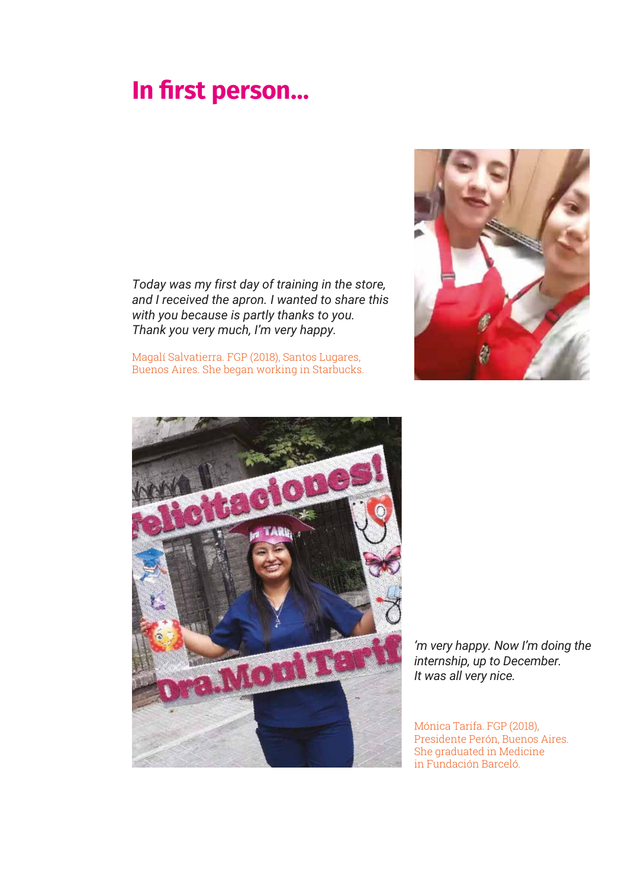# In first person...

*Today was my first day of training in the store, and I received the apron. I wanted to share this with you because is partly thanks to you. Thank you very much, I'm very happy.*

Magalí Salvatierra. FGP (2018), Santos Lugares, Buenos Aires. She began working in Starbucks.

*'m very happy. Now I'm doing the internship, up to December. It was all very nice.*

Mónica Tarifa. FGP (2018), Presidente Perón, Buenos Aires. She graduated in Medicine in Fundación Barceló.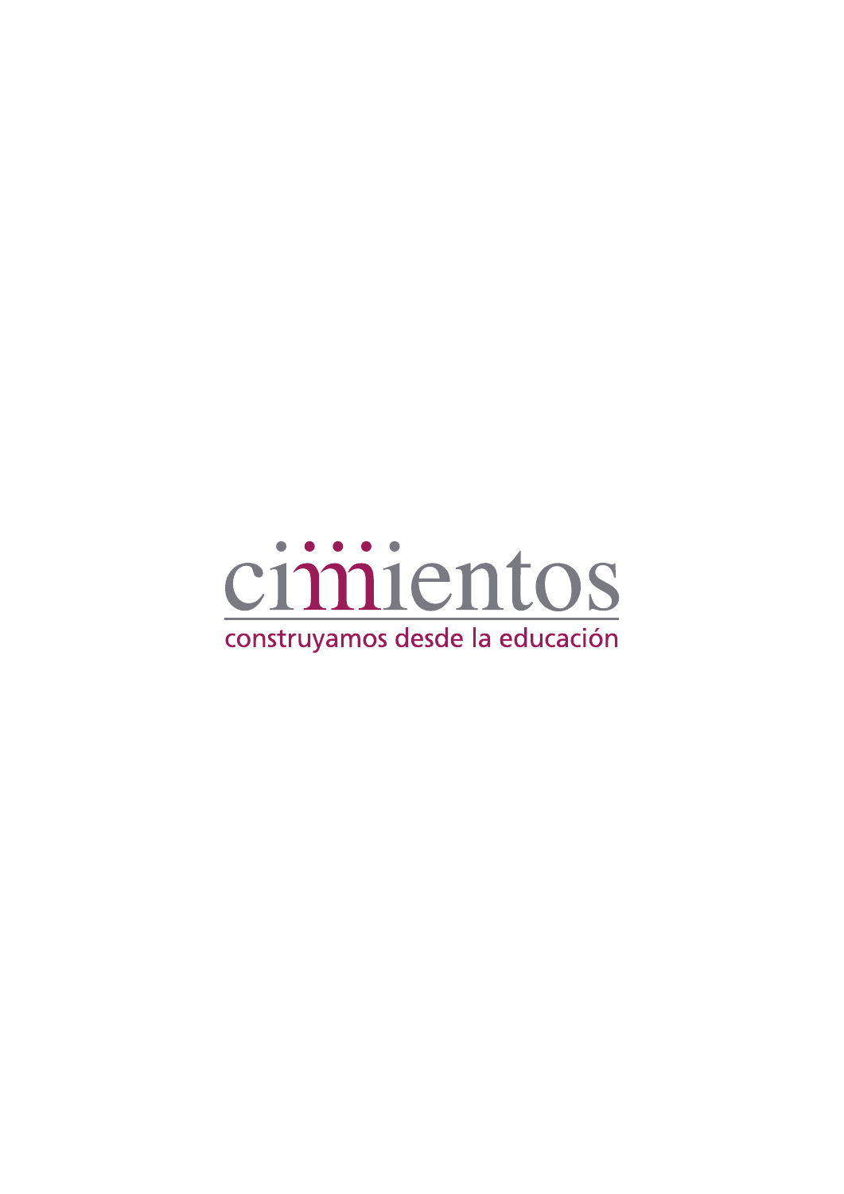cimientos

construyamos desde la educación